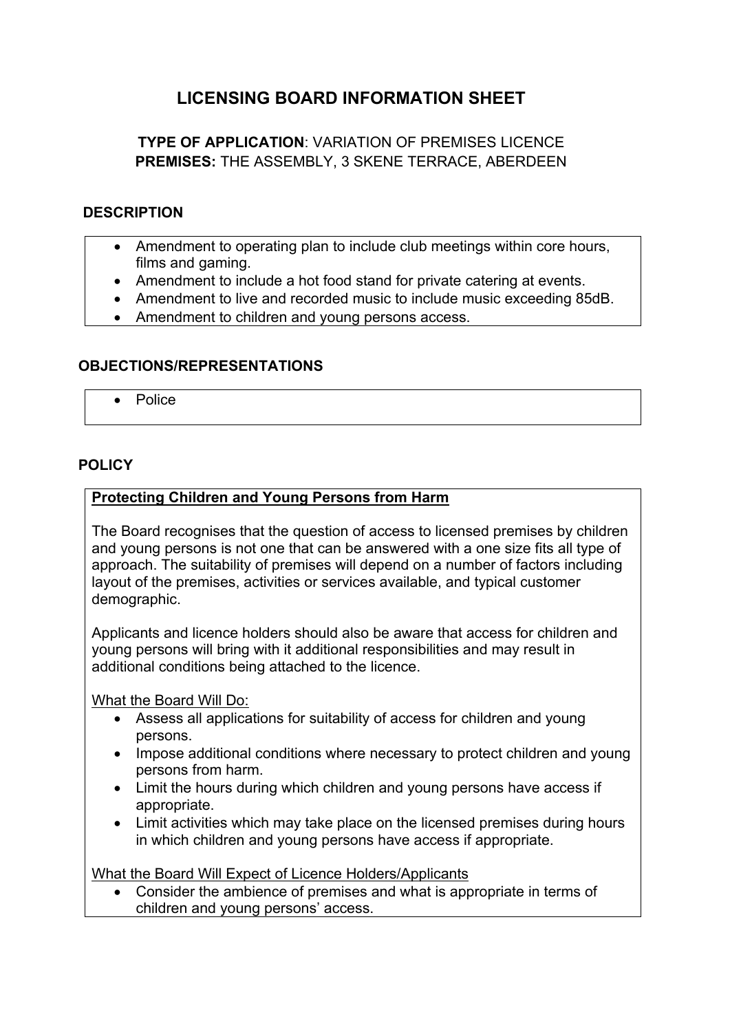# LICENSING BOARD INFORMATION SHEET

**TYPE OF APPLICATION**: VARIATION OF PREMISES LICENCE
**PREMISES:** THE ASSEMBLY, 3 SKENE TERRACE, ABERDEEN

## DESCRIPTION

- Amendment to operating plan to include club meetings within core hours, films and gaming.
- Amendment to include a hot food stand for private catering at events.
- Amendment to live and recorded music to include music exceeding 85dB.
- Amendment to children and young persons access.

## OBJECTIONS/REPRESENTATIONS

- Police

## POLICY

**Protecting Children and Young Persons from Harm**

The Board recognises that the question of access to licensed premises by children and young persons is not one that can be answered with a one size fits all type of approach. The suitability of premises will depend on a number of factors including layout of the premises, activities or services available, and typical customer demographic.

Applicants and licence holders should also be aware that access for children and young persons will bring with it additional responsibilities and may result in additional conditions being attached to the licence.

What the Board Will Do:

- Assess all applications for suitability of access for children and young persons.
- Impose additional conditions where necessary to protect children and young persons from harm.
- Limit the hours during which children and young persons have access if appropriate.
- Limit activities which may take place on the licensed premises during hours in which children and young persons have access if appropriate.

What the Board Will Expect of Licence Holders/Applicants

- Consider the ambience of premises and what is appropriate in terms of children and young persons' access.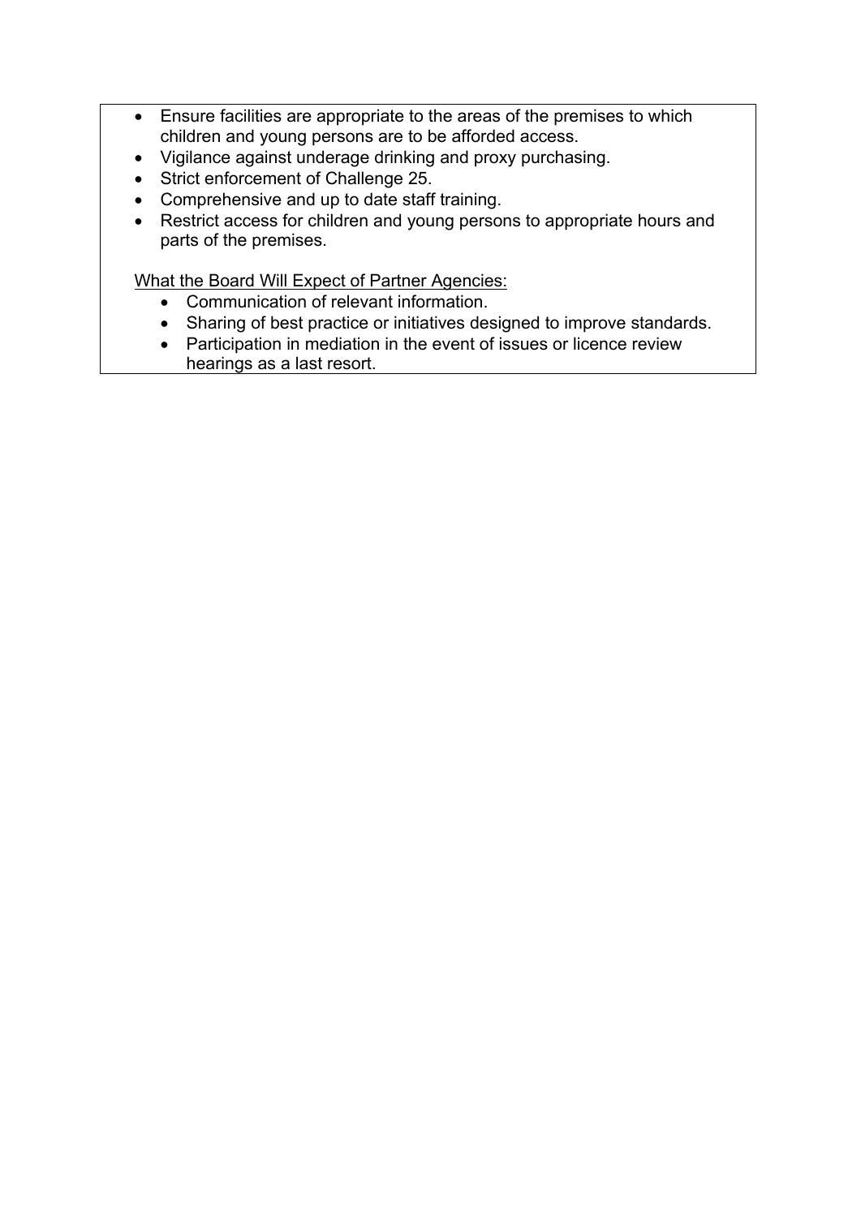- Ensure facilities are appropriate to the areas of the premises to which children and young persons are to be afforded access.
- Vigilance against underage drinking and proxy purchasing.
- Strict enforcement of Challenge 25.
- Comprehensive and up to date staff training.
- Restrict access for children and young persons to appropriate hours and parts of the premises.

<u>What the Board Will Expect of Partner Agencies:</u>

- Communication of relevant information.
- Sharing of best practice or initiatives designed to improve standards.
- Participation in mediation in the event of issues or licence review hearings as a last resort.